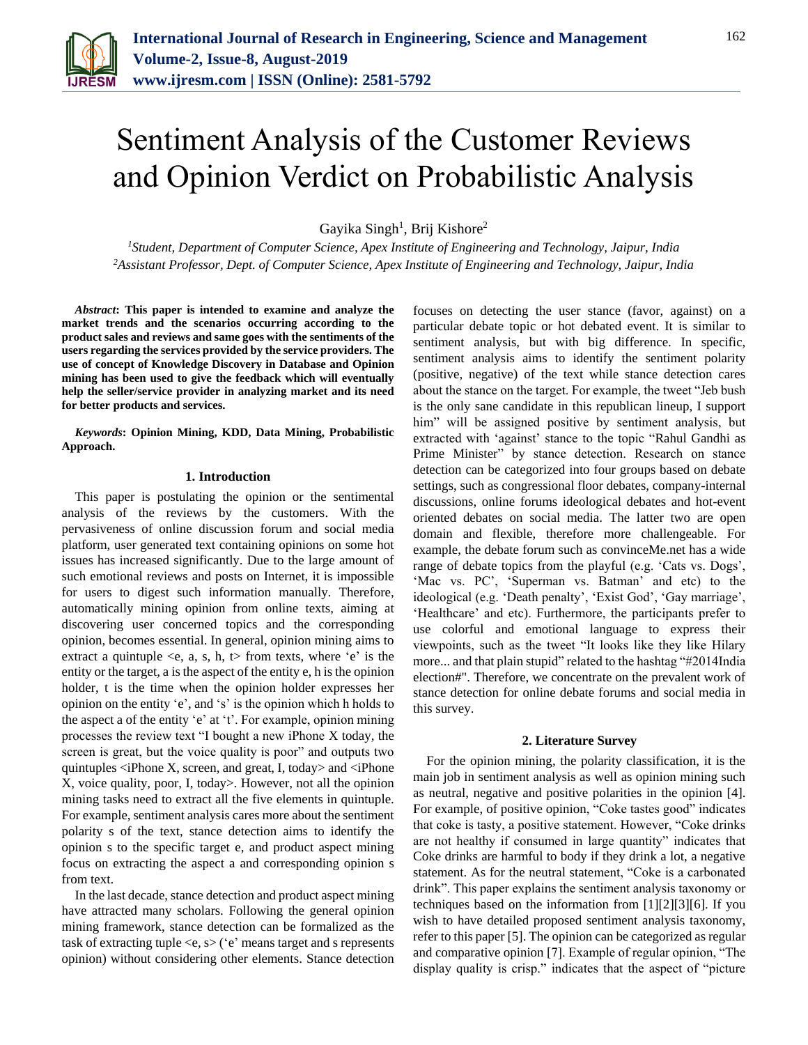# Sentiment Analysis of the Customer Reviews and Opinion Verdict on Probabilistic Analysis

Gayika Singh[1], Brij Kishore[2]

[1]*Student, Department of Computer Science, Apex Institute of Engineering and Technology, Jaipur, India*
[2]*Assistant Professor, Dept. of Computer Science, Apex Institute of Engineering and Technology, Jaipur, India*

***Abstract*: This paper is intended to examine and analyze the market trends and the scenarios occurring according to the product sales and reviews and same goes with the sentiments of the users regarding the services provided by the service providers. The use of concept of Knowledge Discovery in Database and Opinion mining has been used to give the feedback which will eventually help the seller/service provider in analyzing market and its need for better products and services.**

***Keywords*: Opinion Mining, KDD, Data Mining, Probabilistic Approach.**

## 1. Introduction

This paper is postulating the opinion or the sentimental analysis of the reviews by the customers. With the pervasiveness of online discussion forum and social media platform, user generated text containing opinions on some hot issues has increased significantly. Due to the large amount of such emotional reviews and posts on Internet, it is impossible for users to digest such information manually. Therefore, automatically mining opinion from online texts, aiming at discovering user concerned topics and the corresponding opinion, becomes essential. In general, opinion mining aims to extract a quintuple <e, a, s, h, t> from texts, where 'e' is the entity or the target, a is the aspect of the entity e, h is the opinion holder, t is the time when the opinion holder expresses her opinion on the entity 'e', and 's' is the opinion which h holds to the aspect a of the entity 'e' at 't'. For example, opinion mining processes the review text "I bought a new iPhone X today, the screen is great, but the voice quality is poor" and outputs two quintuples <iPhone X, screen, and great, I, today> and <iPhone X, voice quality, poor, I, today>. However, not all the opinion mining tasks need to extract all the five elements in quintuple. For example, sentiment analysis cares more about the sentiment polarity s of the text, stance detection aims to identify the opinion s to the specific target e, and product aspect mining focus on extracting the aspect a and corresponding opinion s from text.

In the last decade, stance detection and product aspect mining have attracted many scholars. Following the general opinion mining framework, stance detection can be formalized as the task of extracting tuple <e, s> ('e' means target and s represents opinion) without considering other elements. Stance detection focuses on detecting the user stance (favor, against) on a particular debate topic or hot debated event. It is similar to sentiment analysis, but with big difference. In specific, sentiment analysis aims to identify the sentiment polarity (positive, negative) of the text while stance detection cares about the stance on the target. For example, the tweet "Jeb bush is the only sane candidate in this republican lineup, I support him" will be assigned positive by sentiment analysis, but extracted with 'against' stance to the topic "Rahul Gandhi as Prime Minister" by stance detection. Research on stance detection can be categorized into four groups based on debate settings, such as congressional floor debates, company-internal discussions, online forums ideological debates and hot-event oriented debates on social media. The latter two are open domain and flexible, therefore more challengeable. For example, the debate forum such as convinceMe.net has a wide range of debate topics from the playful (e.g. 'Cats vs. Dogs', 'Mac vs. PC', 'Superman vs. Batman' and etc) to the ideological (e.g. 'Death penalty', 'Exist God', 'Gay marriage', 'Healthcare' and etc). Furthermore, the participants prefer to use colorful and emotional language to express their viewpoints, such as the tweet "It looks like they like Hilary more... and that plain stupid" related to the hashtag "#2014India election#". Therefore, we concentrate on the prevalent work of stance detection for online debate forums and social media in this survey.

## 2. Literature Survey

For the opinion mining, the polarity classification, it is the main job in sentiment analysis as well as opinion mining such as neutral, negative and positive polarities in the opinion [4]. For example, of positive opinion, "Coke tastes good" indicates that coke is tasty, a positive statement. However, "Coke drinks are not healthy if consumed in large quantity" indicates that Coke drinks are harmful to body if they drink a lot, a negative statement. As for the neutral statement, "Coke is a carbonated drink". This paper explains the sentiment analysis taxonomy or techniques based on the information from [1][2][3][6]. If you wish to have detailed proposed sentiment analysis taxonomy, refer to this paper [5]. The opinion can be categorized as regular and comparative opinion [7]. Example of regular opinion, "The display quality is crisp." indicates that the aspect of "picture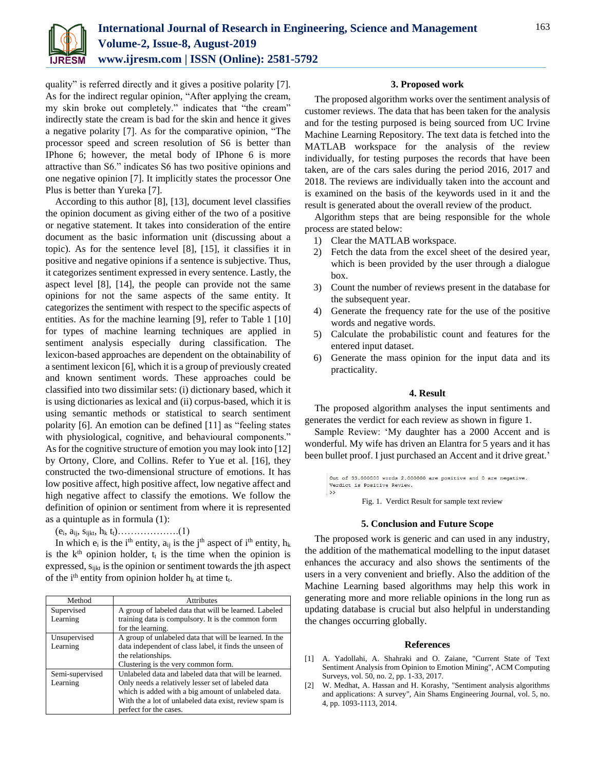quality" is referred directly and it gives a positive polarity [7]. As for the indirect regular opinion, "After applying the cream, my skin broke out completely." indicates that "the cream" indirectly state the cream is bad for the skin and hence it gives a negative polarity [7]. As for the comparative opinion, "The processor speed and screen resolution of S6 is better than IPhone 6; however, the metal body of IPhone 6 is more attractive than S6." indicates S6 has two positive opinions and one negative opinion [7]. It implicitly states the processor One Plus is better than Yureka [7].

According to this author [8], [13], document level classifies the opinion document as giving either of the two of a positive or negative statement. It takes into consideration of the entire document as the basic information unit (discussing about a topic). As for the sentence level [8], [15], it classifies it in positive and negative opinions if a sentence is subjective. Thus, it categorizes sentiment expressed in every sentence. Lastly, the aspect level [8], [14], the people can provide not the same opinions for not the same aspects of the same entity. It categorizes the sentiment with respect to the specific aspects of entities. As for the machine learning [9], refer to Table 1 [10] for types of machine learning techniques are applied in sentiment analysis especially during classification. The lexicon-based approaches are dependent on the obtainability of a sentiment lexicon [6], which it is a group of previously created and known sentiment words. These approaches could be classified into two dissimilar sets: (i) dictionary based, which it is using dictionaries as lexical and (ii) corpus-based, which it is using semantic methods or statistical to search sentiment polarity [6]. An emotion can be defined [11] as "feeling states with physiological, cognitive, and behavioural components." As for the cognitive structure of emotion you may look into [12] by Ortony, Clore, and Collins. Refer to Yue et al. [16], they constructed the two-dimensional structure of emotions. It has low positive affect, high positive affect, low negative affect and high negative affect to classify the emotions. We follow the definition of opinion or sentiment from where it is represented as a quintuple as in formula (1):

$$(e_i, a_{ij}, s_{ijkt}, h_k\ t_t) \quad \text{……………….(1)}$$

In which $e_i$ is the $i^{th}$ entity, $a_{ij}$ is the $j^{th}$ aspect of $i^{th}$ entity, $h_k$ is the $k^{th}$ opinion holder, $t_t$ is the time when the opinion is expressed, $s_{ijkt}$ is the opinion or sentiment towards the jth aspect of the $i^{th}$ entity from opinion holder $h_k$ at time $t_t$.

| Method | Attributes |
| --- | --- |
| Supervised Learning | A group of labeled data that will be learned. Labeled training data is compulsory. It is the common form for the learning. |
| Unsupervised Learning | A group of unlabeled data that will be learned. In the data independent of class label, it finds the unseen of the relationships. Clustering is the very common form. |
| Semi-supervised Learning | Unlabeled data and labeled data that will be learned. Only needs a relatively lesser set of labeled data which is added with a big amount of unlabeled data. With the a lot of unlabeled data exist, review spam is perfect for the cases. |

## 3. Proposed work

The proposed algorithm works over the sentiment analysis of customer reviews. The data that has been taken for the analysis and for the testing purposed is being sourced from UC Irvine Machine Learning Repository. The text data is fetched into the MATLAB workspace for the analysis of the review individually, for testing purposes the records that have been taken, are of the cars sales during the period 2016, 2017 and 2018. The reviews are individually taken into the account and is examined on the basis of the keywords used in it and the result is generated about the overall review of the product.

Algorithm steps that are being responsible for the whole process are stated below:

1) Clear the MATLAB workspace.
2) Fetch the data from the excel sheet of the desired year, which is been provided by the user through a dialogue box.
3) Count the number of reviews present in the database for the subsequent year.
4) Generate the frequency rate for the use of the positive words and negative words.
5) Calculate the probabilistic count and features for the entered input dataset.
6) Generate the mass opinion for the input data and its practicality.

## 4. Result

The proposed algorithm analyses the input sentiments and generates the verdict for each review as shown in figure 1.

Sample Review: 'My daughter has a 2000 Accent and is wonderful. My wife has driven an Elantra for 5 years and it has been bullet proof. I just purchased an Accent and it drive great.'

```
Out of 33.000000 words 2.000000 are positive and 0 are negative.
Verdict is Positive Review.
>>
```

Fig. 1. Verdict Result for sample text review

## 5. Conclusion and Future Scope

The proposed work is generic and can used in any industry, the addition of the mathematical modelling to the input dataset enhances the accuracy and also shows the sentiments of the users in a very convenient and briefly. Also the addition of the Machine Learning based algorithms may help this work in generating more and more reliable opinions in the long run as updating database is crucial but also helpful in understanding the changes occurring globally.

## References

[1] A. Yadollahi, A. Shahraki and O. Zaiane, "Current State of Text Sentiment Analysis from Opinion to Emotion Mining", ACM Computing Surveys, vol. 50, no. 2, pp. 1-33, 2017.

[2] W. Medhat, A. Hassan and H. Korashy, "Sentiment analysis algorithms and applications: A survey", Ain Shams Engineering Journal, vol. 5, no. 4, pp. 1093-1113, 2014.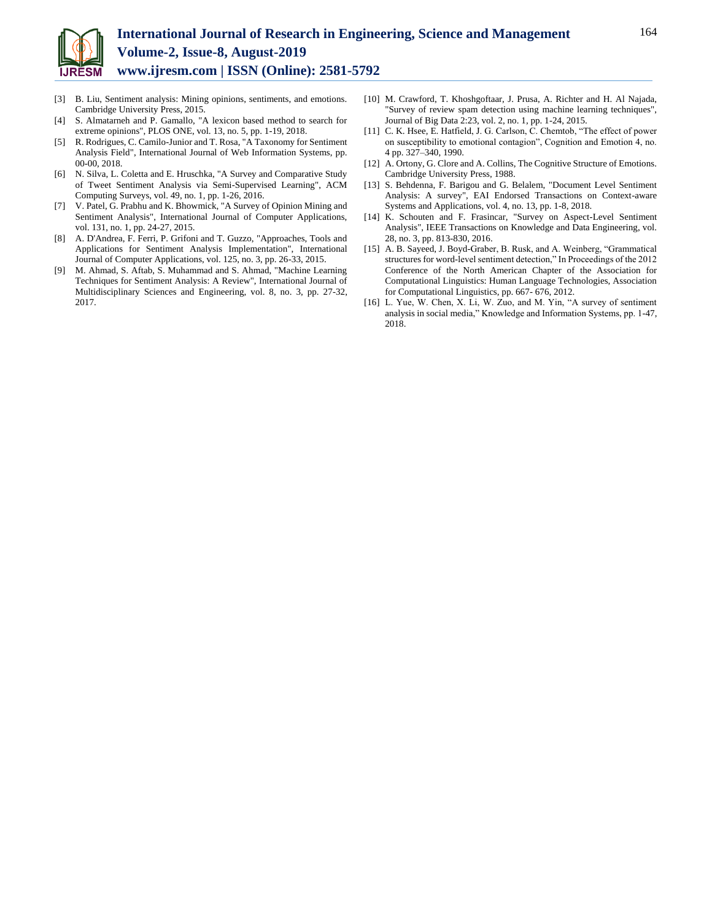[3] B. Liu, Sentiment analysis: Mining opinions, sentiments, and emotions. Cambridge University Press, 2015.

[4] S. Almatarneh and P. Gamallo, "A lexicon based method to search for extreme opinions", PLOS ONE, vol. 13, no. 5, pp. 1-19, 2018.

[5] R. Rodrigues, C. Camilo-Junior and T. Rosa, "A Taxonomy for Sentiment Analysis Field", International Journal of Web Information Systems, pp. 00-00, 2018.

[6] N. Silva, L. Coletta and E. Hruschka, "A Survey and Comparative Study of Tweet Sentiment Analysis via Semi-Supervised Learning", ACM Computing Surveys, vol. 49, no. 1, pp. 1-26, 2016.

[7] V. Patel, G. Prabhu and K. Bhowmick, "A Survey of Opinion Mining and Sentiment Analysis", International Journal of Computer Applications, vol. 131, no. 1, pp. 24-27, 2015.

[8] A. D'Andrea, F. Ferri, P. Grifoni and T. Guzzo, "Approaches, Tools and Applications for Sentiment Analysis Implementation", International Journal of Computer Applications, vol. 125, no. 3, pp. 26-33, 2015.

[9] M. Ahmad, S. Aftab, S. Muhammad and S. Ahmad, "Machine Learning Techniques for Sentiment Analysis: A Review", International Journal of Multidisciplinary Sciences and Engineering, vol. 8, no. 3, pp. 27-32, 2017.

[10] M. Crawford, T. Khoshgoftaar, J. Prusa, A. Richter and H. Al Najada, "Survey of review spam detection using machine learning techniques", Journal of Big Data 2:23, vol. 2, no. 1, pp. 1-24, 2015.

[11] C. K. Hsee, E. Hatfield, J. G. Carlson, C. Chemtob, "The effect of power on susceptibility to emotional contagion", Cognition and Emotion 4, no. 4 pp. 327–340, 1990.

[12] A. Ortony, G. Clore and A. Collins, The Cognitive Structure of Emotions. Cambridge University Press, 1988.

[13] S. Behdenna, F. Barigou and G. Belalem, "Document Level Sentiment Analysis: A survey", EAI Endorsed Transactions on Context-aware Systems and Applications, vol. 4, no. 13, pp. 1-8, 2018.

[14] K. Schouten and F. Frasincar, "Survey on Aspect-Level Sentiment Analysis", IEEE Transactions on Knowledge and Data Engineering, vol. 28, no. 3, pp. 813-830, 2016.

[15] A. B. Sayeed, J. Boyd-Graber, B. Rusk, and A. Weinberg, "Grammatical structures for word-level sentiment detection," In Proceedings of the 2012 Conference of the North American Chapter of the Association for Computational Linguistics: Human Language Technologies, Association for Computational Linguistics, pp. 667- 676, 2012.

[16] L. Yue, W. Chen, X. Li, W. Zuo, and M. Yin, "A survey of sentiment analysis in social media," Knowledge and Information Systems, pp. 1-47, 2018.